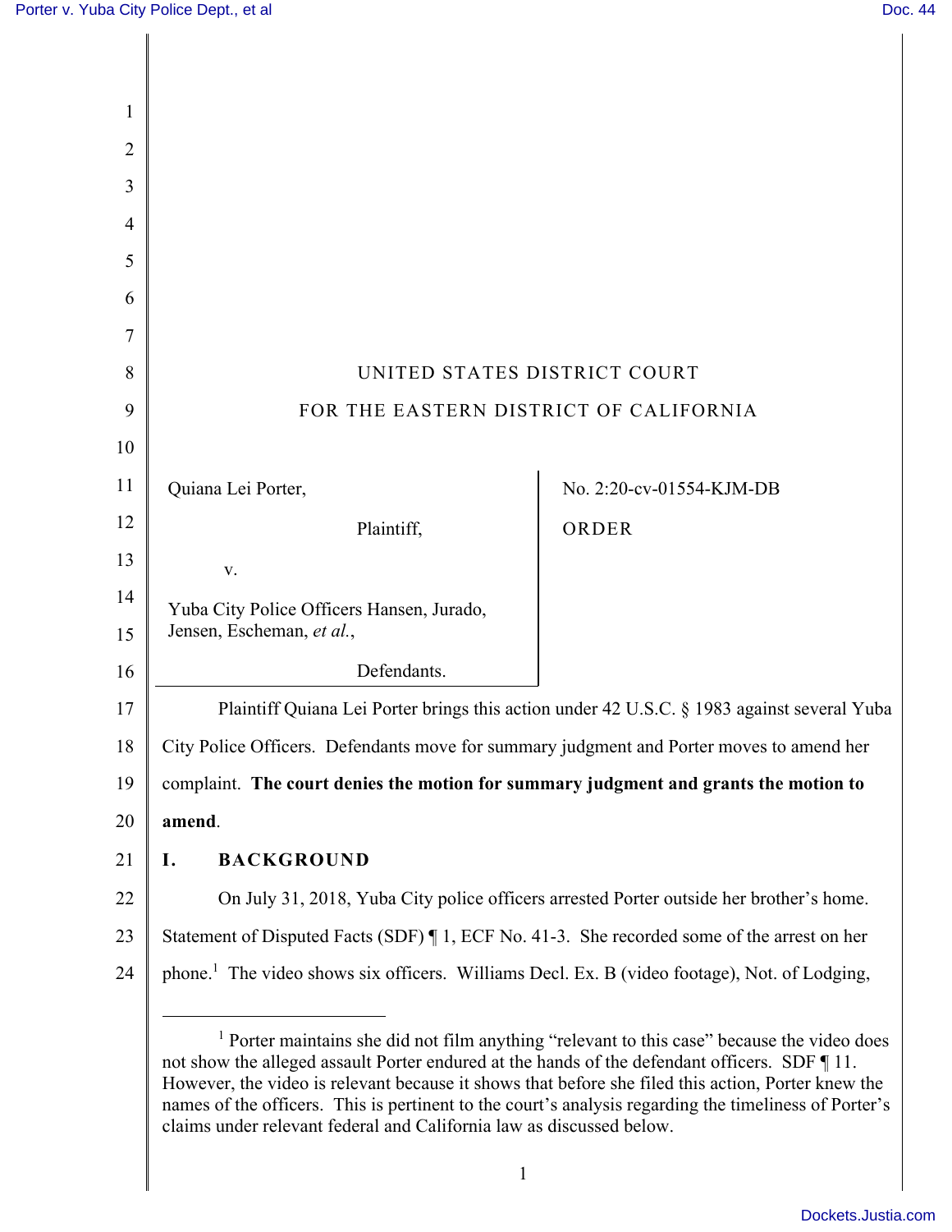UNITED STATES DISTRICT COURT

FOR THE EASTERN DISTRICT OF CALIFORNIA

| | |
|---|---|
| Quiana Lei Porter,<br><br>Plaintiff,<br><br>v.<br><br>Yuba City Police Officers Hansen, Jurado, Jensen, Escheman, *et al.*,<br><br>Defendants. | No. 2:20-cv-01554-KJM-DB<br><br>ORDER |

Plaintiff Quiana Lei Porter brings this action under 42 U.S.C. § 1983 against several Yuba City Police Officers. Defendants move for summary judgment and Porter moves to amend her complaint. **The court denies the motion for summary judgment and grants the motion to amend**.

## I. BACKGROUND

On July 31, 2018, Yuba City police officers arrested Porter outside her brother's home. Statement of Disputed Facts (SDF) ¶ 1, ECF No. 41-3. She recorded some of the arrest on her phone.[1] The video shows six officers. Williams Decl. Ex. B (video footage), Not. of Lodging,

---

[1] Porter maintains she did not film anything "relevant to this case" because the video does not show the alleged assault Porter endured at the hands of the defendant officers. SDF ¶ 11. However, the video is relevant because it shows that before she filed this action, Porter knew the names of the officers. This is pertinent to the court's analysis regarding the timeliness of Porter's claims under relevant federal and California law as discussed below.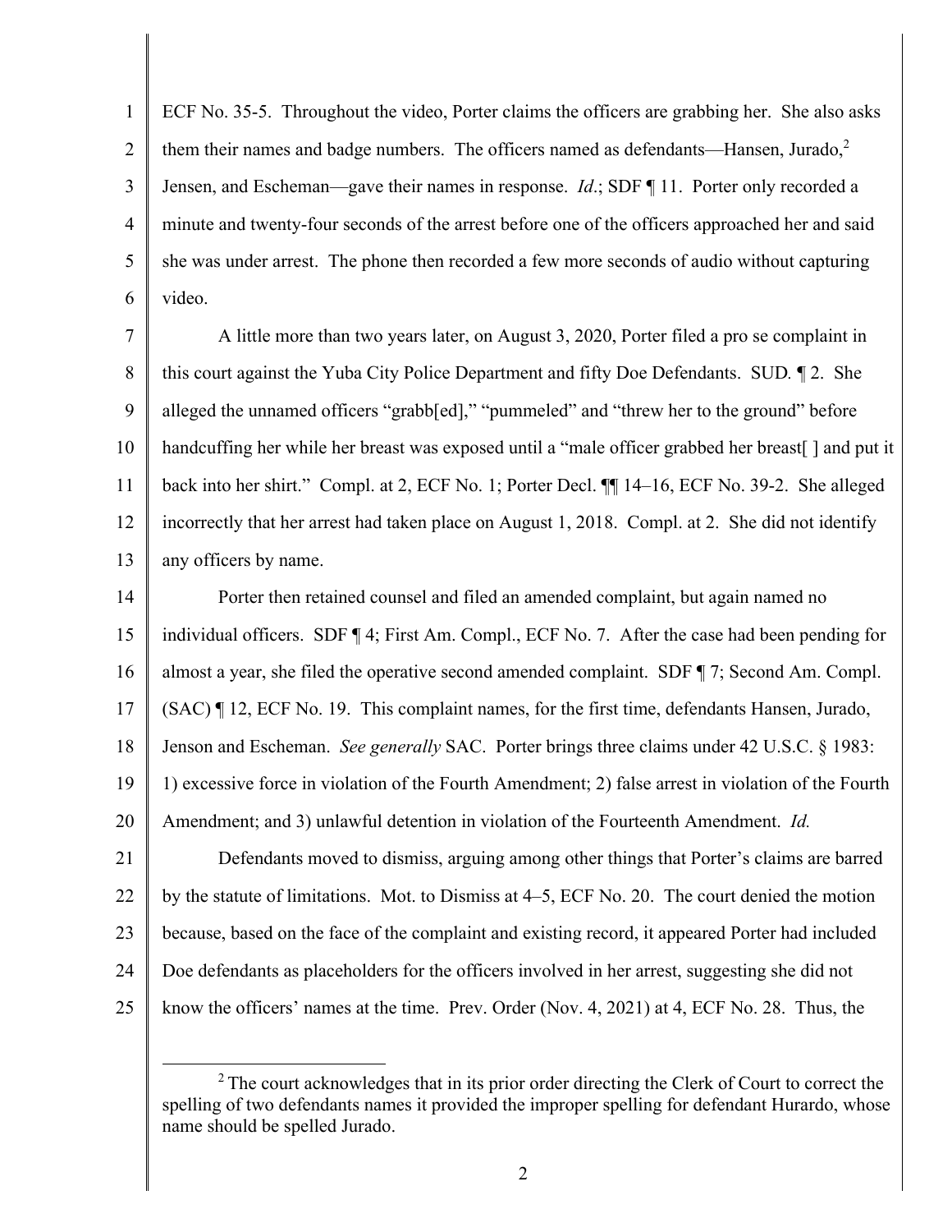ECF No. 35-5. Throughout the video, Porter claims the officers are grabbing her. She also asks them their names and badge numbers. The officers named as defendants—Hansen, Jurado,[2] Jensen, and Escheman—gave their names in response. *Id*.; SDF ¶ 11. Porter only recorded a minute and twenty-four seconds of the arrest before one of the officers approached her and said she was under arrest. The phone then recorded a few more seconds of audio without capturing video.

A little more than two years later, on August 3, 2020, Porter filed a pro se complaint in this court against the Yuba City Police Department and fifty Doe Defendants. SUD*.* ¶ 2. She alleged the unnamed officers "grabb[ed]," "pummeled" and "threw her to the ground" before handcuffing her while her breast was exposed until a "male officer grabbed her breast[ ] and put it back into her shirt." Compl. at 2, ECF No. 1; Porter Decl. ¶¶ 14–16, ECF No. 39-2. She alleged incorrectly that her arrest had taken place on August 1, 2018. Compl. at 2. She did not identify any officers by name.

Porter then retained counsel and filed an amended complaint, but again named no individual officers. SDF ¶ 4; First Am. Compl., ECF No. 7. After the case had been pending for almost a year, she filed the operative second amended complaint. SDF ¶ 7; Second Am. Compl. (SAC) ¶ 12, ECF No. 19. This complaint names, for the first time, defendants Hansen, Jurado, Jenson and Escheman. *See generally* SAC. Porter brings three claims under 42 U.S.C. § 1983: 1) excessive force in violation of the Fourth Amendment; 2) false arrest in violation of the Fourth Amendment; and 3) unlawful detention in violation of the Fourteenth Amendment. *Id.*

Defendants moved to dismiss, arguing among other things that Porter's claims are barred by the statute of limitations. Mot. to Dismiss at 4–5, ECF No. 20. The court denied the motion because, based on the face of the complaint and existing record, it appeared Porter had included Doe defendants as placeholders for the officers involved in her arrest, suggesting she did not know the officers' names at the time. Prev. Order (Nov. 4, 2021) at 4, ECF No. 28. Thus, the

---

[2] The court acknowledges that in its prior order directing the Clerk of Court to correct the spelling of two defendants names it provided the improper spelling for defendant Hurardo, whose name should be spelled Jurado.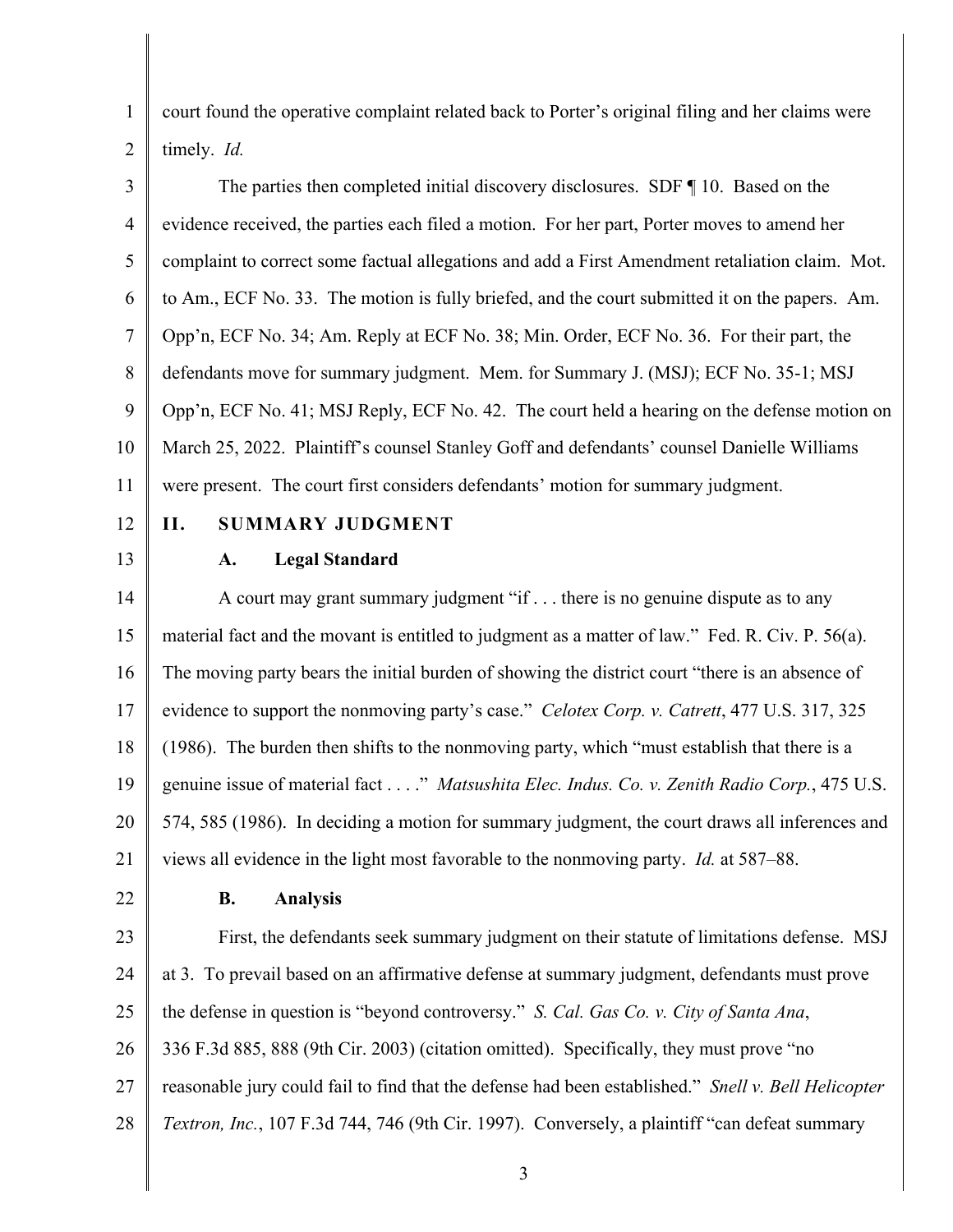court found the operative complaint related back to Porter's original filing and her claims were timely. *Id.*

The parties then completed initial discovery disclosures. SDF ¶ 10. Based on the evidence received, the parties each filed a motion. For her part, Porter moves to amend her complaint to correct some factual allegations and add a First Amendment retaliation claim. Mot. to Am., ECF No. 33. The motion is fully briefed, and the court submitted it on the papers. Am. Opp'n, ECF No. 34; Am. Reply at ECF No. 38; Min. Order, ECF No. 36. For their part, the defendants move for summary judgment. Mem. for Summary J. (MSJ); ECF No. 35-1; MSJ Opp'n, ECF No. 41; MSJ Reply, ECF No. 42. The court held a hearing on the defense motion on March 25, 2022. Plaintiff's counsel Stanley Goff and defendants' counsel Danielle Williams were present. The court first considers defendants' motion for summary judgment.

## II. SUMMARY JUDGMENT

### A. Legal Standard

A court may grant summary judgment "if . . . there is no genuine dispute as to any material fact and the movant is entitled to judgment as a matter of law." Fed. R. Civ. P. 56(a). The moving party bears the initial burden of showing the district court "there is an absence of evidence to support the nonmoving party's case." *Celotex Corp. v. Catrett*, 477 U.S. 317, 325 (1986). The burden then shifts to the nonmoving party, which "must establish that there is a genuine issue of material fact . . . ." *Matsushita Elec. Indus. Co. v. Zenith Radio Corp.*, 475 U.S. 574, 585 (1986). In deciding a motion for summary judgment, the court draws all inferences and views all evidence in the light most favorable to the nonmoving party. *Id.* at 587–88.

### B. Analysis

First, the defendants seek summary judgment on their statute of limitations defense. MSJ at 3. To prevail based on an affirmative defense at summary judgment, defendants must prove the defense in question is "beyond controversy." *S. Cal. Gas Co. v. City of Santa Ana*, 336 F.3d 885, 888 (9th Cir. 2003) (citation omitted). Specifically, they must prove "no reasonable jury could fail to find that the defense had been established." *Snell v. Bell Helicopter Textron, Inc.*, 107 F.3d 744, 746 (9th Cir. 1997). Conversely, a plaintiff "can defeat summary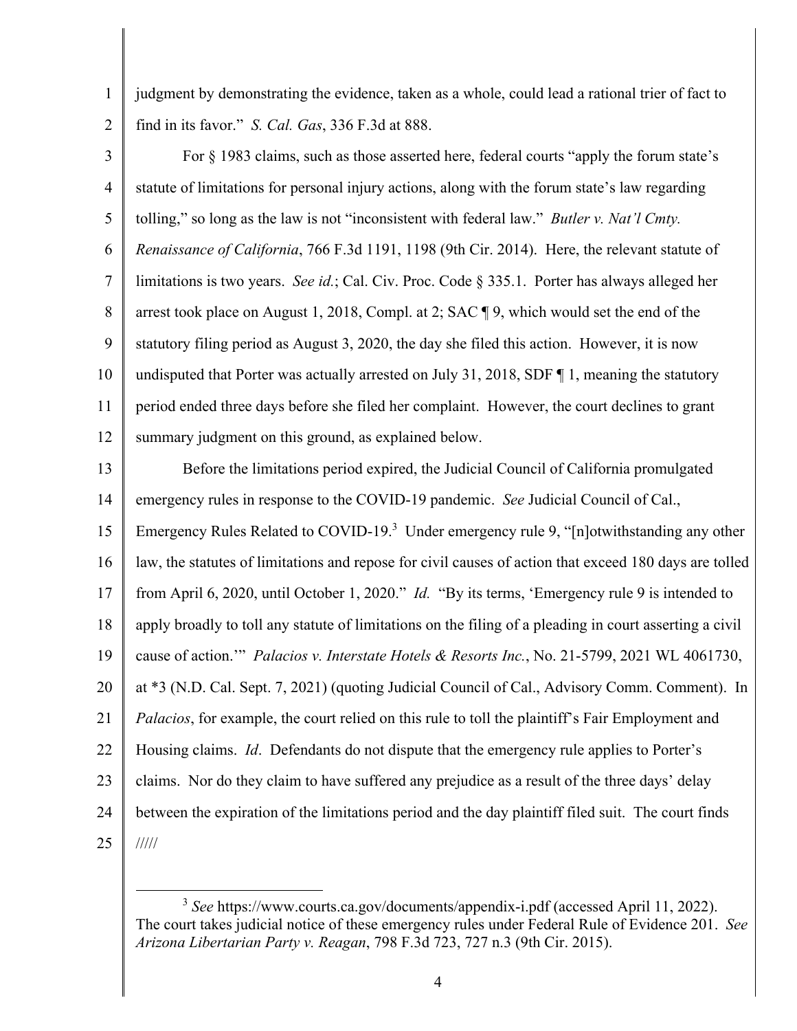judgment by demonstrating the evidence, taken as a whole, could lead a rational trier of fact to find in its favor." *S. Cal. Gas*, 336 F.3d at 888.

For § 1983 claims, such as those asserted here, federal courts "apply the forum state's statute of limitations for personal injury actions, along with the forum state's law regarding tolling," so long as the law is not "inconsistent with federal law." *Butler v. Nat'l Cmty. Renaissance of California*, 766 F.3d 1191, 1198 (9th Cir. 2014). Here, the relevant statute of limitations is two years. *See id.*; Cal. Civ. Proc. Code § 335.1. Porter has always alleged her arrest took place on August 1, 2018, Compl. at 2; SAC ¶ 9, which would set the end of the statutory filing period as August 3, 2020, the day she filed this action. However, it is now undisputed that Porter was actually arrested on July 31, 2018, SDF ¶ 1, meaning the statutory period ended three days before she filed her complaint. However, the court declines to grant summary judgment on this ground, as explained below.

Before the limitations period expired, the Judicial Council of California promulgated emergency rules in response to the COVID-19 pandemic. *See* Judicial Council of Cal., Emergency Rules Related to COVID-19.[3] Under emergency rule 9, "[n]otwithstanding any other law, the statutes of limitations and repose for civil causes of action that exceed 180 days are tolled from April 6, 2020, until October 1, 2020." *Id.* "By its terms, 'Emergency rule 9 is intended to apply broadly to toll any statute of limitations on the filing of a pleading in court asserting a civil cause of action.'" *Palacios v. Interstate Hotels & Resorts Inc.*, No. 21-5799, 2021 WL 4061730, at *3 (N.D. Cal. Sept. 7, 2021) (quoting Judicial Council of Cal., Advisory Comm. Comment). In *Palacios*, for example, the court relied on this rule to toll the plaintiff's Fair Employment and Housing claims. *Id*. Defendants do not dispute that the emergency rule applies to Porter's claims. Nor do they claim to have suffered any prejudice as a result of the three days' delay between the expiration of the limitations period and the day plaintiff filed suit. The court finds

/////

---

[3] *See* https://www.courts.ca.gov/documents/appendix-i.pdf (accessed April 11, 2022). The court takes judicial notice of these emergency rules under Federal Rule of Evidence 201. *See Arizona Libertarian Party v. Reagan*, 798 F.3d 723, 727 n.3 (9th Cir. 2015).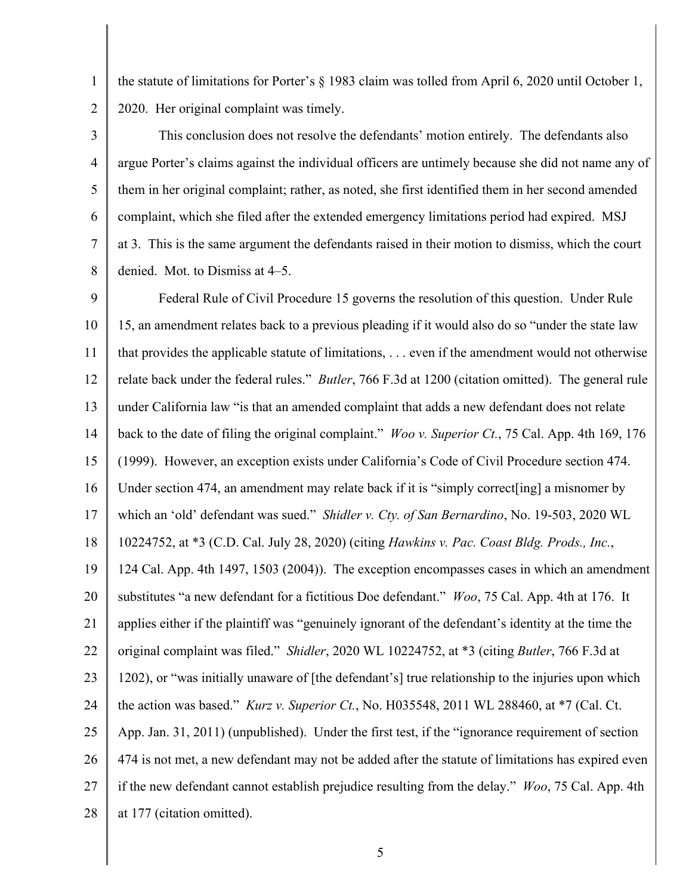the statute of limitations for Porter's § 1983 claim was tolled from April 6, 2020 until October 1, 2020. Her original complaint was timely.

This conclusion does not resolve the defendants' motion entirely. The defendants also argue Porter's claims against the individual officers are untimely because she did not name any of them in her original complaint; rather, as noted, she first identified them in her second amended complaint, which she filed after the extended emergency limitations period had expired. MSJ at 3. This is the same argument the defendants raised in their motion to dismiss, which the court denied. Mot. to Dismiss at 4–5.

Federal Rule of Civil Procedure 15 governs the resolution of this question. Under Rule 15, an amendment relates back to a previous pleading if it would also do so "under the state law that provides the applicable statute of limitations, . . . even if the amendment would not otherwise relate back under the federal rules." *Butler*, 766 F.3d at 1200 (citation omitted). The general rule under California law "is that an amended complaint that adds a new defendant does not relate back to the date of filing the original complaint." *Woo v. Superior Ct.*, 75 Cal. App. 4th 169, 176 (1999). However, an exception exists under California's Code of Civil Procedure section 474. Under section 474, an amendment may relate back if it is "simply correct[ing] a misnomer by which an 'old' defendant was sued." *Shidler v. Cty. of San Bernardino*, No. 19-503, 2020 WL 10224752, at *3 (C.D. Cal. July 28, 2020) (citing *Hawkins v. Pac. Coast Bldg. Prods., Inc.*, 124 Cal. App. 4th 1497, 1503 (2004)). The exception encompasses cases in which an amendment substitutes "a new defendant for a fictitious Doe defendant." *Woo*, 75 Cal. App. 4th at 176. It applies either if the plaintiff was "genuinely ignorant of the defendant's identity at the time the original complaint was filed." *Shidler*, 2020 WL 10224752, at *3 (citing *Butler*, 766 F.3d at 1202), or "was initially unaware of [the defendant's] true relationship to the injuries upon which the action was based." *Kurz v. Superior Ct.*, No. H035548, 2011 WL 288460, at *7 (Cal. Ct. App. Jan. 31, 2011) (unpublished). Under the first test, if the "ignorance requirement of section 474 is not met, a new defendant may not be added after the statute of limitations has expired even if the new defendant cannot establish prejudice resulting from the delay." *Woo*, 75 Cal. App. 4th at 177 (citation omitted).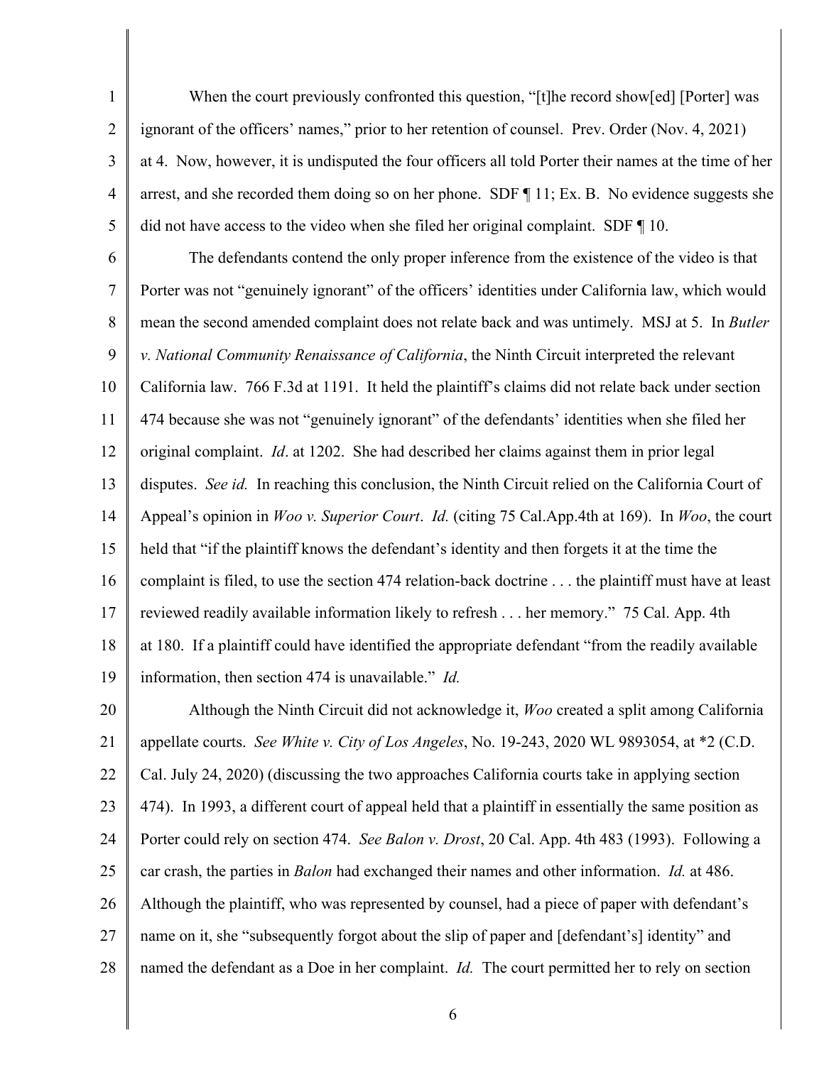When the court previously confronted this question, "[t]he record show[ed] [Porter] was ignorant of the officers' names," prior to her retention of counsel. Prev. Order (Nov. 4, 2021) at 4. Now, however, it is undisputed the four officers all told Porter their names at the time of her arrest, and she recorded them doing so on her phone. SDF ¶ 11; Ex. B. No evidence suggests she did not have access to the video when she filed her original complaint. SDF ¶ 10.

The defendants contend the only proper inference from the existence of the video is that Porter was not "genuinely ignorant" of the officers' identities under California law, which would mean the second amended complaint does not relate back and was untimely. MSJ at 5. In *Butler v. National Community Renaissance of California*, the Ninth Circuit interpreted the relevant California law. 766 F.3d at 1191. It held the plaintiff's claims did not relate back under section 474 because she was not "genuinely ignorant" of the defendants' identities when she filed her original complaint. *Id*. at 1202. She had described her claims against them in prior legal disputes. *See id.* In reaching this conclusion, the Ninth Circuit relied on the California Court of Appeal's opinion in *Woo v. Superior Court*. *Id.* (citing 75 Cal.App.4th at 169). In *Woo*, the court held that "if the plaintiff knows the defendant's identity and then forgets it at the time the complaint is filed, to use the section 474 relation-back doctrine . . . the plaintiff must have at least reviewed readily available information likely to refresh . . . her memory." 75 Cal. App. 4th at 180. If a plaintiff could have identified the appropriate defendant "from the readily available information, then section 474 is unavailable." *Id.*

Although the Ninth Circuit did not acknowledge it, *Woo* created a split among California appellate courts. *See White v. City of Los Angeles*, No. 19-243, 2020 WL 9893054, at *2 (C.D. Cal. July 24, 2020) (discussing the two approaches California courts take in applying section 474). In 1993, a different court of appeal held that a plaintiff in essentially the same position as Porter could rely on section 474. *See Balon v. Drost*, 20 Cal. App. 4th 483 (1993). Following a car crash, the parties in *Balon* had exchanged their names and other information. *Id.* at 486. Although the plaintiff, who was represented by counsel, had a piece of paper with defendant's name on it, she "subsequently forgot about the slip of paper and [defendant's] identity" and named the defendant as a Doe in her complaint. *Id.* The court permitted her to rely on section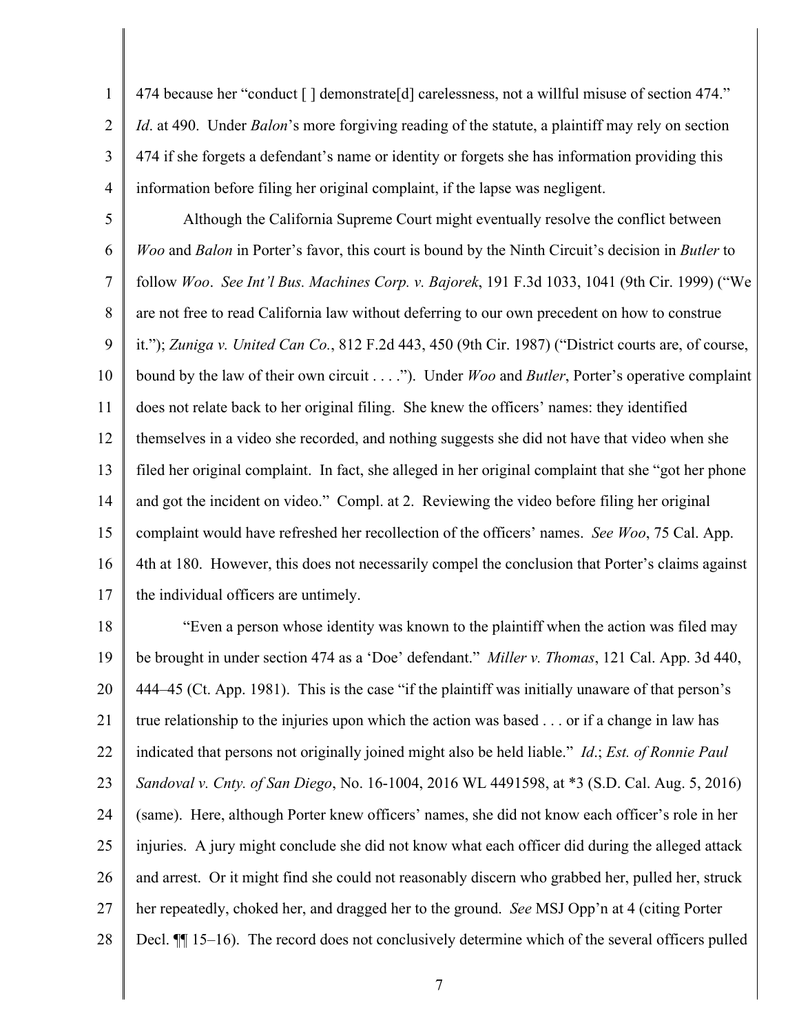474 because her "conduct [ ] demonstrate[d] carelessness, not a willful misuse of section 474." *Id*. at 490. Under *Balon*'s more forgiving reading of the statute, a plaintiff may rely on section 474 if she forgets a defendant's name or identity or forgets she has information providing this information before filing her original complaint, if the lapse was negligent.

Although the California Supreme Court might eventually resolve the conflict between *Woo* and *Balon* in Porter's favor, this court is bound by the Ninth Circuit's decision in *Butler* to follow *Woo*. *See Int'l Bus. Machines Corp. v. Bajorek*, 191 F.3d 1033, 1041 (9th Cir. 1999) ("We are not free to read California law without deferring to our own precedent on how to construe it."); *Zuniga v. United Can Co.*, 812 F.2d 443, 450 (9th Cir. 1987) ("District courts are, of course, bound by the law of their own circuit . . . ."). Under *Woo* and *Butler*, Porter's operative complaint does not relate back to her original filing. She knew the officers' names: they identified themselves in a video she recorded, and nothing suggests she did not have that video when she filed her original complaint. In fact, she alleged in her original complaint that she "got her phone and got the incident on video." Compl. at 2. Reviewing the video before filing her original complaint would have refreshed her recollection of the officers' names. *See Woo*, 75 Cal. App. 4th at 180. However, this does not necessarily compel the conclusion that Porter's claims against the individual officers are untimely.

"Even a person whose identity was known to the plaintiff when the action was filed may be brought in under section 474 as a 'Doe' defendant." *Miller v. Thomas*, 121 Cal. App. 3d 440, 444–45 (Ct. App. 1981). This is the case "if the plaintiff was initially unaware of that person's true relationship to the injuries upon which the action was based . . . or if a change in law has indicated that persons not originally joined might also be held liable." *Id*.; *Est. of Ronnie Paul Sandoval v. Cnty. of San Diego*, No. 16-1004, 2016 WL 4491598, at \*3 (S.D. Cal. Aug. 5, 2016) (same). Here, although Porter knew officers' names, she did not know each officer's role in her injuries. A jury might conclude she did not know what each officer did during the alleged attack and arrest. Or it might find she could not reasonably discern who grabbed her, pulled her, struck her repeatedly, choked her, and dragged her to the ground. *See* MSJ Opp'n at 4 (citing Porter Decl. ¶¶ 15–16). The record does not conclusively determine which of the several officers pulled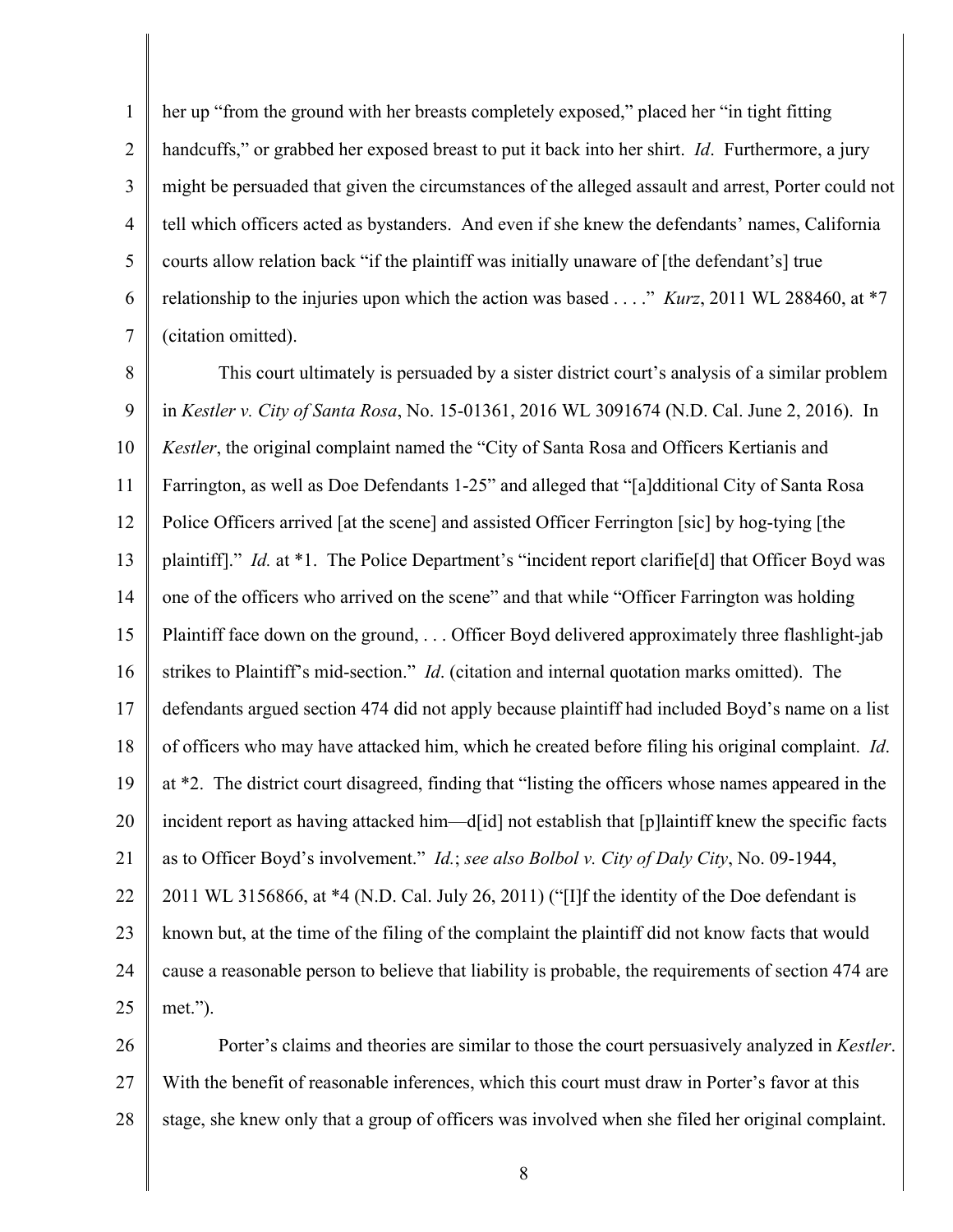her up "from the ground with her breasts completely exposed," placed her "in tight fitting handcuffs," or grabbed her exposed breast to put it back into her shirt. *Id*. Furthermore, a jury might be persuaded that given the circumstances of the alleged assault and arrest, Porter could not tell which officers acted as bystanders. And even if she knew the defendants' names, California courts allow relation back "if the plaintiff was initially unaware of [the defendant's] true relationship to the injuries upon which the action was based . . . ." *Kurz*, 2011 WL 288460, at *7 (citation omitted).

This court ultimately is persuaded by a sister district court's analysis of a similar problem in *Kestler v. City of Santa Rosa*, No. 15-01361, 2016 WL 3091674 (N.D. Cal. June 2, 2016). In *Kestler*, the original complaint named the "City of Santa Rosa and Officers Kertianis and Farrington, as well as Doe Defendants 1-25" and alleged that "[a]dditional City of Santa Rosa Police Officers arrived [at the scene] and assisted Officer Ferrington [sic] by hog-tying [the plaintiff]." *Id.* at *1. The Police Department's "incident report clarifie[d] that Officer Boyd was one of the officers who arrived on the scene" and that while "Officer Farrington was holding Plaintiff face down on the ground, . . . Officer Boyd delivered approximately three flashlight-jab strikes to Plaintiff's mid-section." *Id*. (citation and internal quotation marks omitted). The defendants argued section 474 did not apply because plaintiff had included Boyd's name on a list of officers who may have attacked him, which he created before filing his original complaint. *Id*. at *2. The district court disagreed, finding that "listing the officers whose names appeared in the incident report as having attacked him—d[id] not establish that [p]laintiff knew the specific facts as to Officer Boyd's involvement." *Id.*; *see also Bolbol v. City of Daly City*, No. 09-1944, 2011 WL 3156866, at *4 (N.D. Cal. July 26, 2011) ("[I]f the identity of the Doe defendant is known but, at the time of the filing of the complaint the plaintiff did not know facts that would cause a reasonable person to believe that liability is probable, the requirements of section 474 are met.").

Porter's claims and theories are similar to those the court persuasively analyzed in *Kestler*. With the benefit of reasonable inferences, which this court must draw in Porter's favor at this stage, she knew only that a group of officers was involved when she filed her original complaint.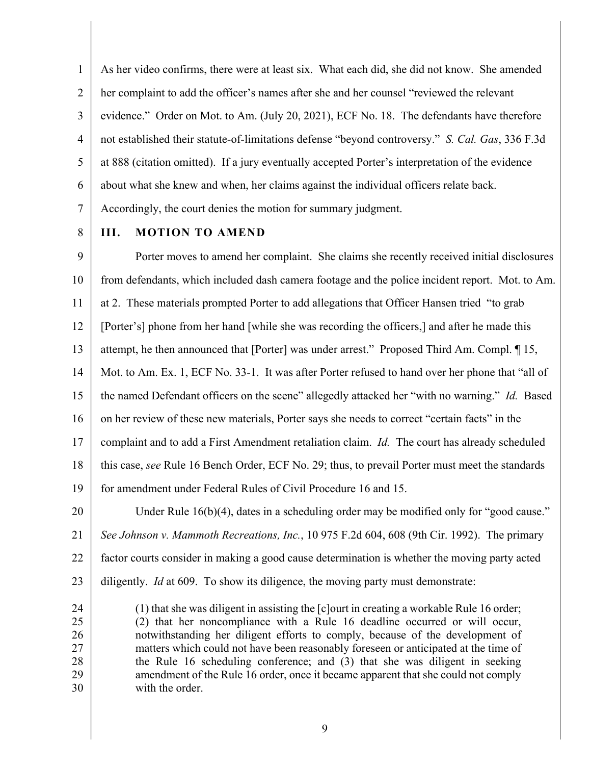As her video confirms, there were at least six. What each did, she did not know. She amended her complaint to add the officer's names after she and her counsel "reviewed the relevant evidence." Order on Mot. to Am. (July 20, 2021), ECF No. 18. The defendants have therefore not established their statute-of-limitations defense "beyond controversy." *S. Cal. Gas*, 336 F.3d at 888 (citation omitted). If a jury eventually accepted Porter's interpretation of the evidence about what she knew and when, her claims against the individual officers relate back. Accordingly, the court denies the motion for summary judgment.

## III. MOTION TO AMEND

Porter moves to amend her complaint. She claims she recently received initial disclosures from defendants, which included dash camera footage and the police incident report. Mot. to Am. at 2. These materials prompted Porter to add allegations that Officer Hansen tried "to grab [Porter's] phone from her hand [while she was recording the officers,] and after he made this attempt, he then announced that [Porter] was under arrest." Proposed Third Am. Compl. ¶ 15, Mot. to Am. Ex. 1, ECF No. 33-1. It was after Porter refused to hand over her phone that "all of the named Defendant officers on the scene" allegedly attacked her "with no warning." *Id.* Based on her review of these new materials, Porter says she needs to correct "certain facts" in the complaint and to add a First Amendment retaliation claim. *Id.* The court has already scheduled this case, *see* Rule 16 Bench Order, ECF No. 29; thus, to prevail Porter must meet the standards for amendment under Federal Rules of Civil Procedure 16 and 15.

Under Rule 16(b)(4), dates in a scheduling order may be modified only for "good cause." *See Johnson v. Mammoth Recreations, Inc.*, 975 F.2d 604, 608 (9th Cir. 1992). The primary factor courts consider in making a good cause determination is whether the moving party acted diligently. *Id* at 609. To show its diligence, the moving party must demonstrate:

> (1) that she was diligent in assisting the [c]ourt in creating a workable Rule 16 order; (2) that her noncompliance with a Rule 16 deadline occurred or will occur, notwithstanding her diligent efforts to comply, because of the development of matters which could not have been reasonably foreseen or anticipated at the time of the Rule 16 scheduling conference; and (3) that she was diligent in seeking amendment of the Rule 16 order, once it became apparent that she could not comply with the order.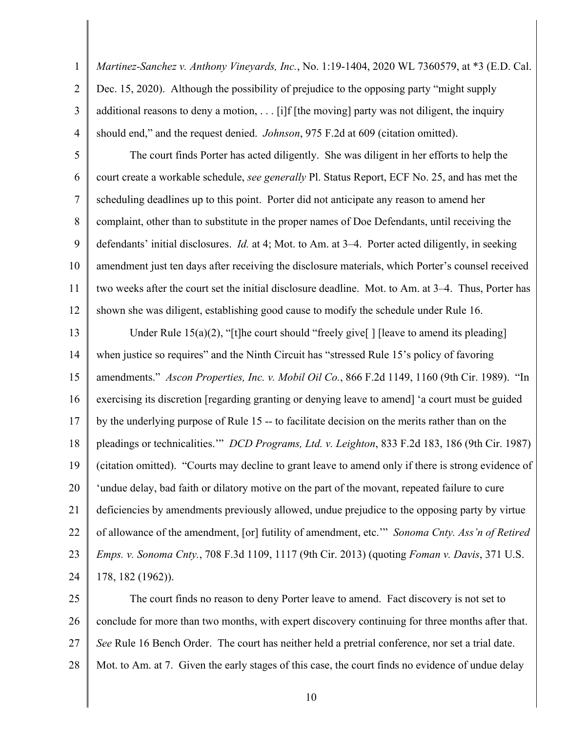*Martinez-Sanchez v. Anthony Vineyards, Inc.*, No. 1:19-1404, 2020 WL 7360579, at *3 (E.D. Cal. Dec. 15, 2020). Although the possibility of prejudice to the opposing party "might supply additional reasons to deny a motion, . . . [i]f [the moving] party was not diligent, the inquiry should end," and the request denied. *Johnson*, 975 F.2d at 609 (citation omitted).

The court finds Porter has acted diligently. She was diligent in her efforts to help the court create a workable schedule, *see generally* Pl. Status Report, ECF No. 25, and has met the scheduling deadlines up to this point. Porter did not anticipate any reason to amend her complaint, other than to substitute in the proper names of Doe Defendants, until receiving the defendants' initial disclosures. *Id.* at 4; Mot. to Am. at 3–4. Porter acted diligently, in seeking amendment just ten days after receiving the disclosure materials, which Porter's counsel received two weeks after the court set the initial disclosure deadline. Mot. to Am. at 3–4. Thus, Porter has shown she was diligent, establishing good cause to modify the schedule under Rule 16.

Under Rule 15(a)(2), "[t]he court should "freely give[ ] [leave to amend its pleading] when justice so requires" and the Ninth Circuit has "stressed Rule 15's policy of favoring amendments." *Ascon Properties, Inc. v. Mobil Oil Co.*, 866 F.2d 1149, 1160 (9th Cir. 1989). "In exercising its discretion [regarding granting or denying leave to amend] 'a court must be guided by the underlying purpose of Rule 15 -- to facilitate decision on the merits rather than on the pleadings or technicalities.'" *DCD Programs, Ltd. v. Leighton*, 833 F.2d 183, 186 (9th Cir. 1987) (citation omitted). "Courts may decline to grant leave to amend only if there is strong evidence of 'undue delay, bad faith or dilatory motive on the part of the movant, repeated failure to cure deficiencies by amendments previously allowed, undue prejudice to the opposing party by virtue of allowance of the amendment, [or] futility of amendment, etc.'" *Sonoma Cnty. Ass'n of Retired Emps. v. Sonoma Cnty.*, 708 F.3d 1109, 1117 (9th Cir. 2013) (quoting *Foman v. Davis*, 371 U.S. 178, 182 (1962)).

The court finds no reason to deny Porter leave to amend. Fact discovery is not set to conclude for more than two months, with expert discovery continuing for three months after that. *See* Rule 16 Bench Order. The court has neither held a pretrial conference, nor set a trial date. Mot. to Am. at 7. Given the early stages of this case, the court finds no evidence of undue delay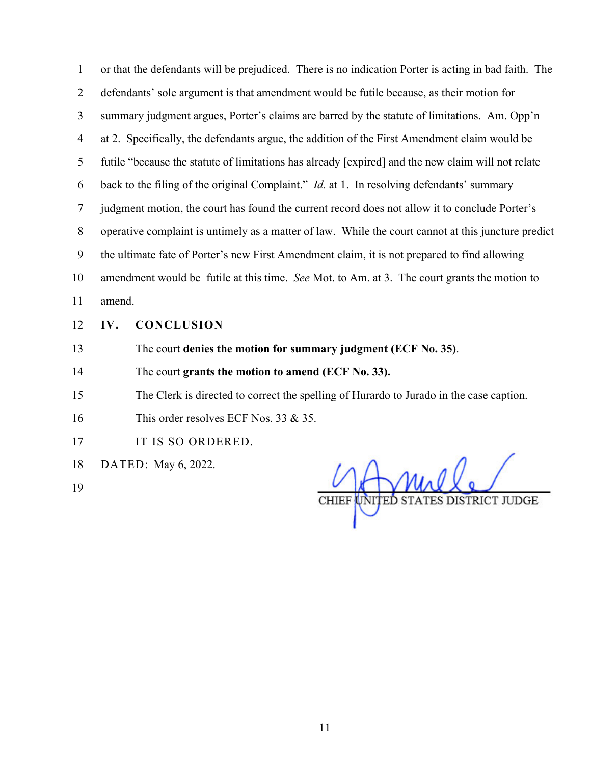or that the defendants will be prejudiced. There is no indication Porter is acting in bad faith. The defendants' sole argument is that amendment would be futile because, as their motion for summary judgment argues, Porter's claims are barred by the statute of limitations. Am. Opp'n at 2. Specifically, the defendants argue, the addition of the First Amendment claim would be futile "because the statute of limitations has already [expired] and the new claim will not relate back to the filing of the original Complaint." *Id.* at 1. In resolving defendants' summary judgment motion, the court has found the current record does not allow it to conclude Porter's operative complaint is untimely as a matter of law. While the court cannot at this juncture predict the ultimate fate of Porter's new First Amendment claim, it is not prepared to find allowing amendment would be futile at this time. *See* Mot. to Am. at 3. The court grants the motion to amend.

## IV. CONCLUSION

The court **denies the motion for summary judgment (ECF No. 35)**.

The court **grants the motion to amend (ECF No. 33).**

The Clerk is directed to correct the spelling of Hurardo to Jurado in the case caption.

This order resolves ECF Nos. 33 & 35.

IT IS SO ORDERED.

DATED: May 6, 2022.

CHIEF UNITED STATES DISTRICT JUDGE